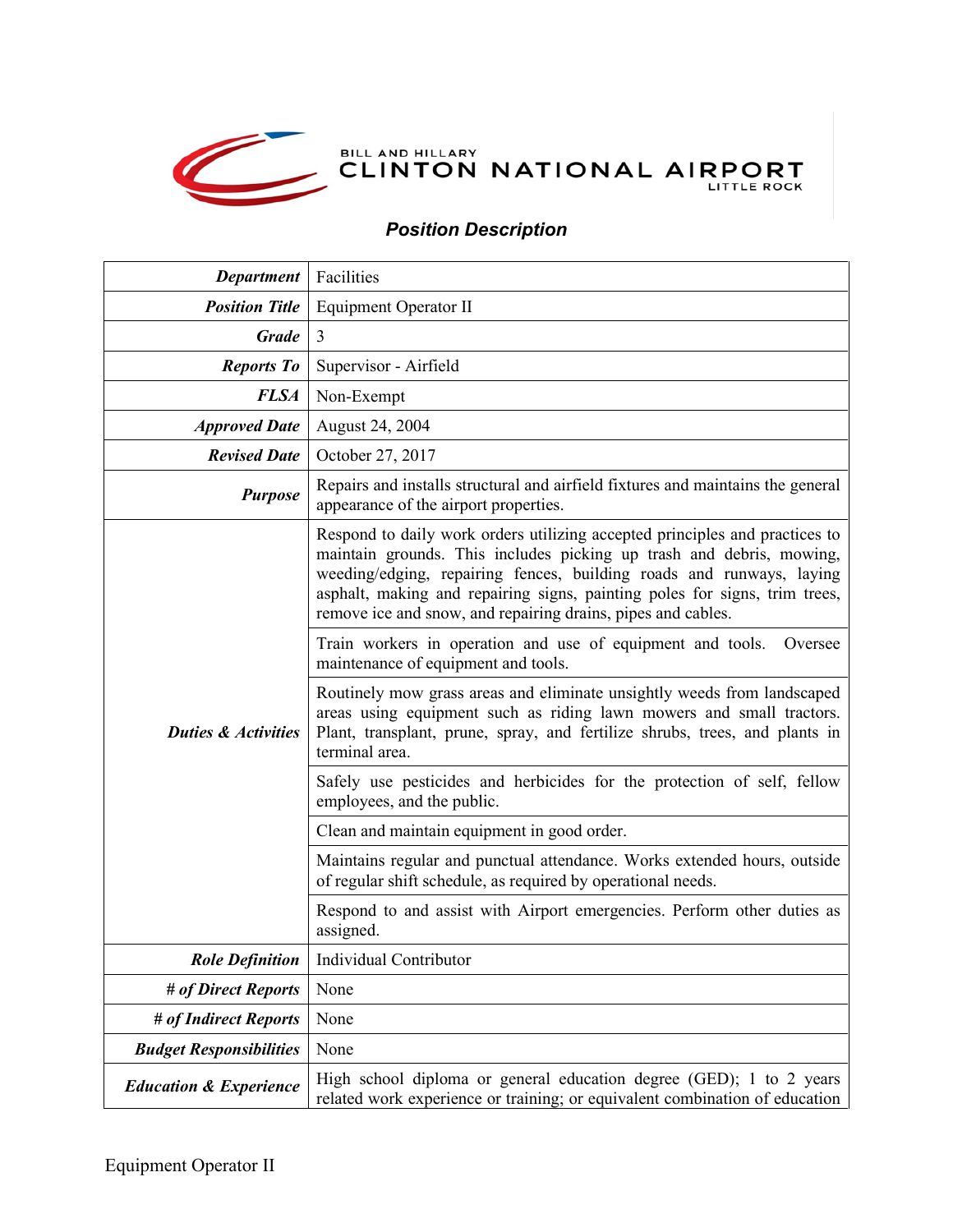BILL AND HILLARY
CLINTON NATIONAL AIRPORT
LITTLE ROCK

## *Position Description*

| | |
|---|---|
| ***Department*** | Facilities |
| ***Position Title*** | Equipment Operator II |
| ***Grade*** | 3 |
| ***Reports To*** | Supervisor - Airfield |
| ***FLSA*** | Non-Exempt |
| ***Approved Date*** | August 24, 2004 |
| ***Revised Date*** | October 27, 2017 |
| ***Purpose*** | Repairs and installs structural and airfield fixtures and maintains the general appearance of the airport properties. |
| ***Duties & Activities*** | Respond to daily work orders utilizing accepted principles and practices to maintain grounds. This includes picking up trash and debris, mowing, weeding/edging, repairing fences, building roads and runways, laying asphalt, making and repairing signs, painting poles for signs, trim trees, remove ice and snow, and repairing drains, pipes and cables. |
| | Train workers in operation and use of equipment and tools. Oversee maintenance of equipment and tools. |
| | Routinely mow grass areas and eliminate unsightly weeds from landscaped areas using equipment such as riding lawn mowers and small tractors. Plant, transplant, prune, spray, and fertilize shrubs, trees, and plants in terminal area. |
| | Safely use pesticides and herbicides for the protection of self, fellow employees, and the public. |
| | Clean and maintain equipment in good order. |
| | Maintains regular and punctual attendance. Works extended hours, outside of regular shift schedule, as required by operational needs. |
| | Respond to and assist with Airport emergencies. Perform other duties as assigned. |
| ***Role Definition*** | Individual Contributor |
| ***# of Direct Reports*** | None |
| ***# of Indirect Reports*** | None |
| ***Budget Responsibilities*** | None |
| ***Education & Experience*** | High school diploma or general education degree (GED); 1 to 2 years related work experience or training; or equivalent combination of education |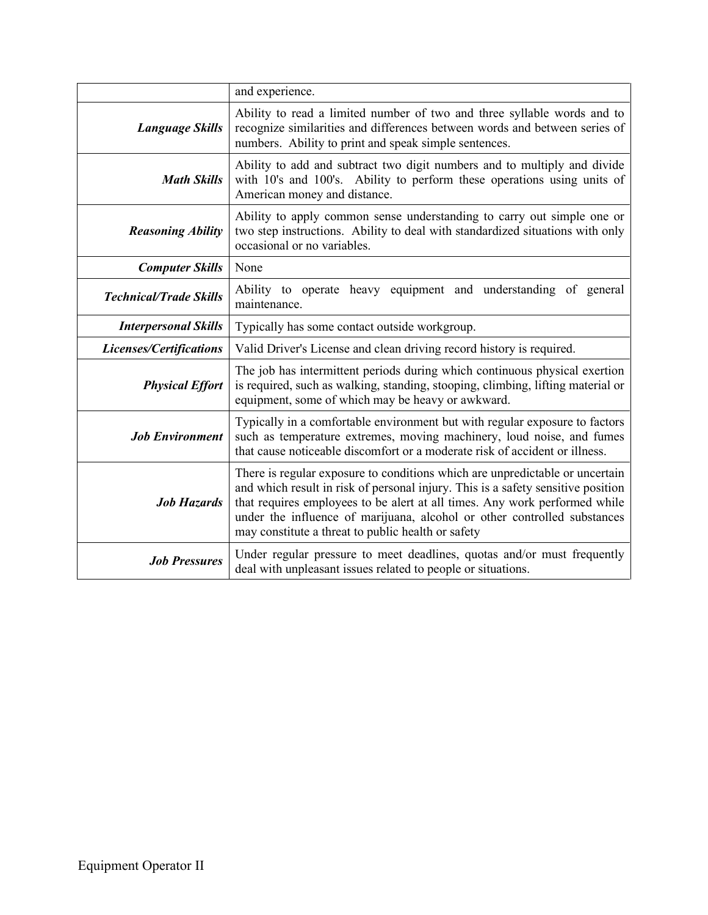| | |
|---|---|
| | and experience. |
| ***Language Skills*** | Ability to read a limited number of two and three syllable words and to recognize similarities and differences between words and between series of numbers. Ability to print and speak simple sentences. |
| ***Math Skills*** | Ability to add and subtract two digit numbers and to multiply and divide with 10's and 100's. Ability to perform these operations using units of American money and distance. |
| ***Reasoning Ability*** | Ability to apply common sense understanding to carry out simple one or two step instructions. Ability to deal with standardized situations with only occasional or no variables. |
| ***Computer Skills*** | None |
| ***Technical/Trade Skills*** | Ability to operate heavy equipment and understanding of general maintenance. |
| ***Interpersonal Skills*** | Typically has some contact outside workgroup. |
| ***Licenses/Certifications*** | Valid Driver's License and clean driving record history is required. |
| ***Physical Effort*** | The job has intermittent periods during which continuous physical exertion is required, such as walking, standing, stooping, climbing, lifting material or equipment, some of which may be heavy or awkward. |
| ***Job Environment*** | Typically in a comfortable environment but with regular exposure to factors such as temperature extremes, moving machinery, loud noise, and fumes that cause noticeable discomfort or a moderate risk of accident or illness. |
| ***Job Hazards*** | There is regular exposure to conditions which are unpredictable or uncertain and which result in risk of personal injury. This is a safety sensitive position that requires employees to be alert at all times. Any work performed while under the influence of marijuana, alcohol or other controlled substances may constitute a threat to public health or safety |
| ***Job Pressures*** | Under regular pressure to meet deadlines, quotas and/or must frequently deal with unpleasant issues related to people or situations. |